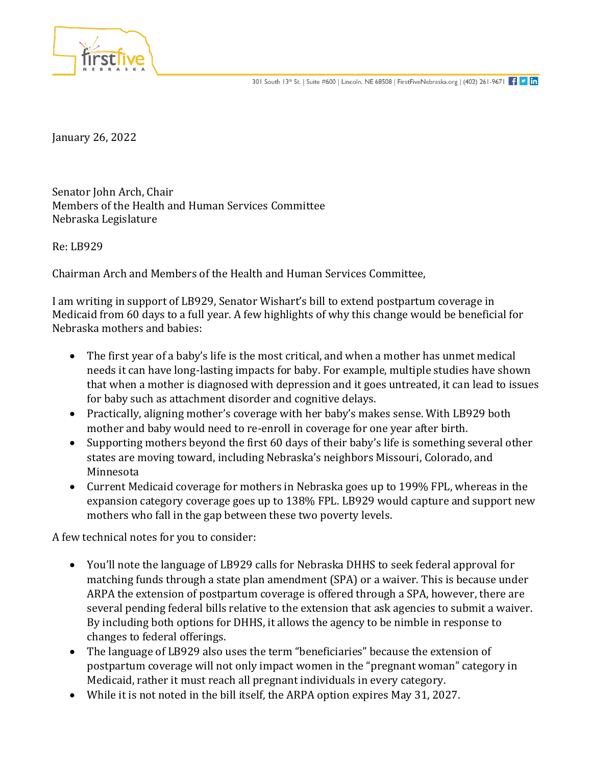First Five Nebraska

301 South 13th St. | Suite #600 | Lincoln, NE 68508 | FirstFiveNebraska.org | (402) 261-9671

January 26, 2022

Senator John Arch, Chair
Members of the Health and Human Services Committee
Nebraska Legislature

Re: LB929

Chairman Arch and Members of the Health and Human Services Committee,

I am writing in support of LB929, Senator Wishart's bill to extend postpartum coverage in Medicaid from 60 days to a full year. A few highlights of why this change would be beneficial for Nebraska mothers and babies:

- The first year of a baby's life is the most critical, and when a mother has unmet medical needs it can have long-lasting impacts for baby. For example, multiple studies have shown that when a mother is diagnosed with depression and it goes untreated, it can lead to issues for baby such as attachment disorder and cognitive delays.
- Practically, aligning mother's coverage with her baby's makes sense. With LB929 both mother and baby would need to re-enroll in coverage for one year after birth.
- Supporting mothers beyond the first 60 days of their baby's life is something several other states are moving toward, including Nebraska's neighbors Missouri, Colorado, and Minnesota
- Current Medicaid coverage for mothers in Nebraska goes up to 199% FPL, whereas in the expansion category coverage goes up to 138% FPL. LB929 would capture and support new mothers who fall in the gap between these two poverty levels.

A few technical notes for you to consider:

- You'll note the language of LB929 calls for Nebraska DHHS to seek federal approval for matching funds through a state plan amendment (SPA) or a waiver. This is because under ARPA the extension of postpartum coverage is offered through a SPA, however, there are several pending federal bills relative to the extension that ask agencies to submit a waiver. By including both options for DHHS, it allows the agency to be nimble in response to changes to federal offerings.
- The language of LB929 also uses the term "beneficiaries" because the extension of postpartum coverage will not only impact women in the "pregnant woman" category in Medicaid, rather it must reach all pregnant individuals in every category.
- While it is not noted in the bill itself, the ARPA option expires May 31, 2027.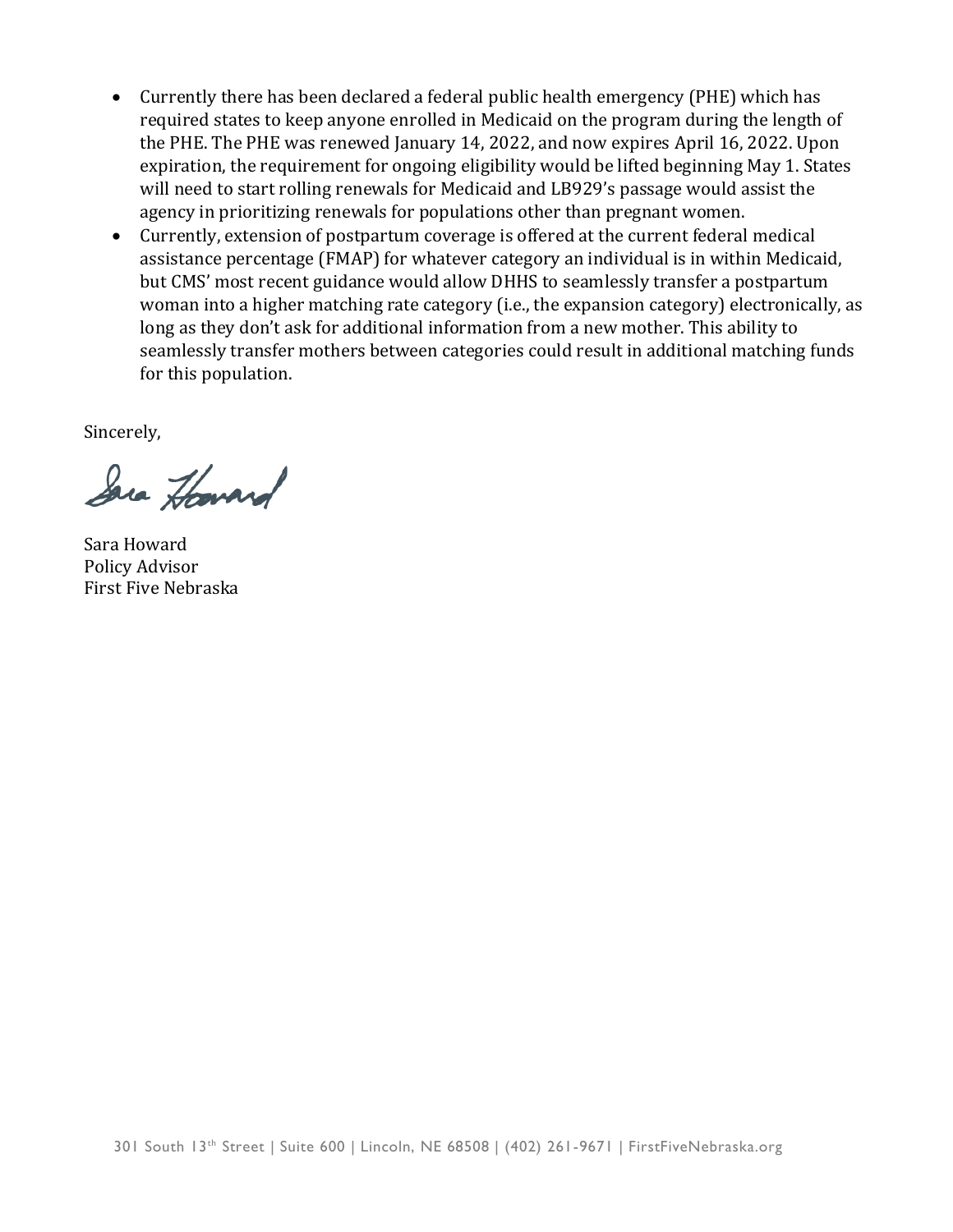- Currently there has been declared a federal public health emergency (PHE) which has required states to keep anyone enrolled in Medicaid on the program during the length of the PHE. The PHE was renewed January 14, 2022, and now expires April 16, 2022. Upon expiration, the requirement for ongoing eligibility would be lifted beginning May 1. States will need to start rolling renewals for Medicaid and LB929's passage would assist the agency in prioritizing renewals for populations other than pregnant women.
- Currently, extension of postpartum coverage is offered at the current federal medical assistance percentage (FMAP) for whatever category an individual is in within Medicaid, but CMS' most recent guidance would allow DHHS to seamlessly transfer a postpartum woman into a higher matching rate category (i.e., the expansion category) electronically, as long as they don't ask for additional information from a new mother. This ability to seamlessly transfer mothers between categories could result in additional matching funds for this population.

Sincerely,

Sara Howard
Policy Advisor
First Five Nebraska

301 South 13th Street | Suite 600 | Lincoln, NE 68508 | (402) 261-9671 | FirstFiveNebraska.org